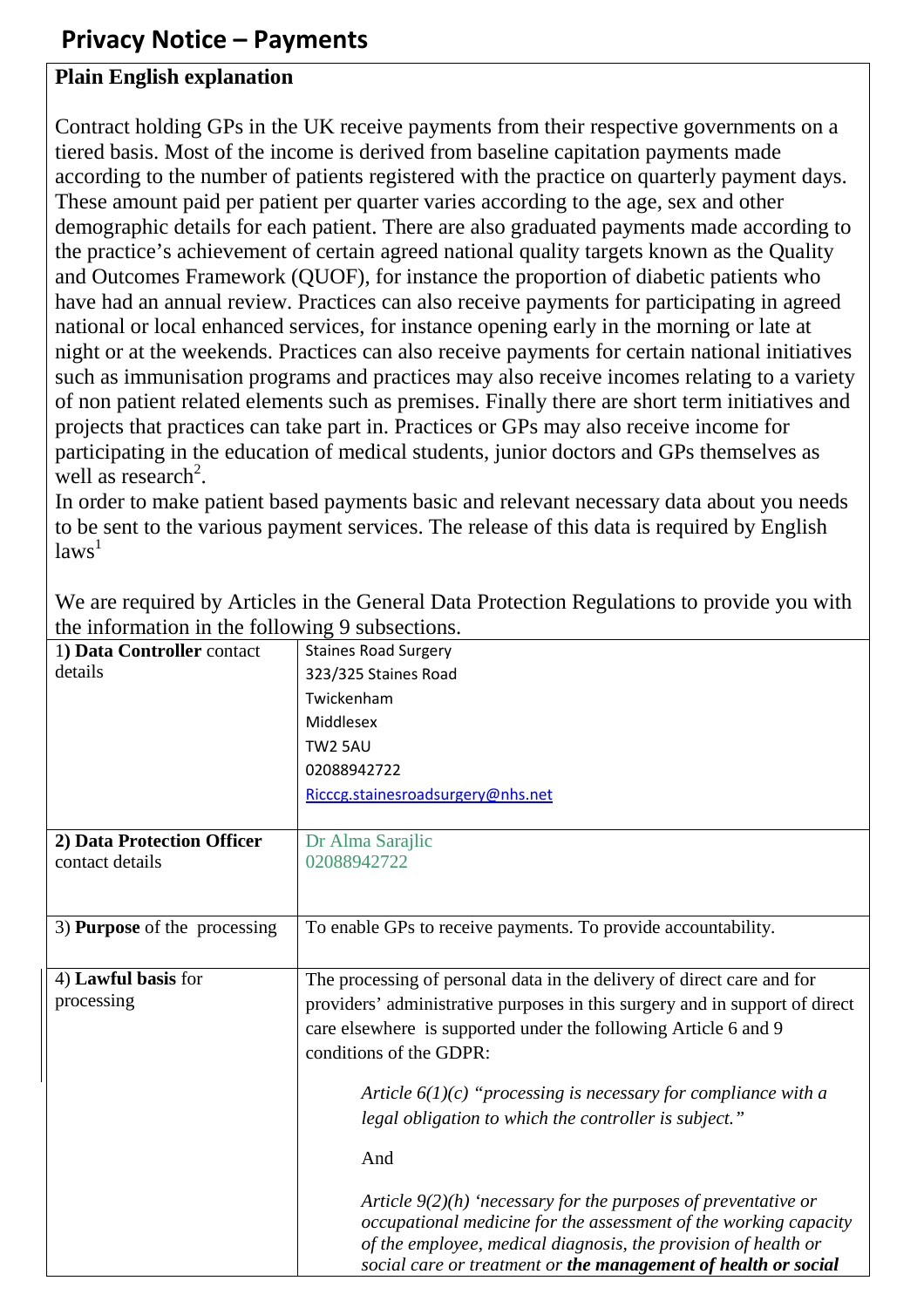# Privacy Notice – Payments

**Plain English explanation**

Contract holding GPs in the UK receive payments from their respective governments on a tiered basis. Most of the income is derived from baseline capitation payments made according to the number of patients registered with the practice on quarterly payment days. These amount paid per patient per quarter varies according to the age, sex and other demographic details for each patient. There are also graduated payments made according to the practice's achievement of certain agreed national quality targets known as the Quality and Outcomes Framework (QUOF), for instance the proportion of diabetic patients who have had an annual review. Practices can also receive payments for participating in agreed national or local enhanced services, for instance opening early in the morning or late at night or at the weekends. Practices can also receive payments for certain national initiatives such as immunisation programs and practices may also receive incomes relating to a variety of non patient related elements such as premises. Finally there are short term initiatives and projects that practices can take part in. Practices or GPs may also receive income for participating in the education of medical students, junior doctors and GPs themselves as well as research[2].

In order to make patient based payments basic and relevant necessary data about you needs to be sent to the various payment services. The release of this data is required by English laws[1]

We are required by Articles in the General Data Protection Regulations to provide you with the information in the following 9 subsections.

| | |
|---|---|
| 1) **Data Controller** contact details | Staines Road Surgery<br>323/325 Staines Road<br>Twickenham<br>Middlesex<br>TW2 5AU<br>02088942722<br>Ricccg.stainesroadsurgery@nhs.net |
| **2) Data Protection Officer** contact details | Dr Alma Sarajlic<br>02088942722 |
| 3) **Purpose** of the processing | To enable GPs to receive payments. To provide accountability. |
| 4) **Lawful basis** for processing | The processing of personal data in the delivery of direct care and for providers' administrative purposes in this surgery and in support of direct care elsewhere is supported under the following Article 6 and 9 conditions of the GDPR:<br><br>*Article 6(1)(c) "processing is necessary for compliance with a legal obligation to which the controller is subject."*<br><br>And<br><br>*Article 9(2)(h) 'necessary for the purposes of preventative or occupational medicine for the assessment of the working capacity of the employee, medical diagnosis, the provision of health or social care or treatment or* ***the management of health or social*** |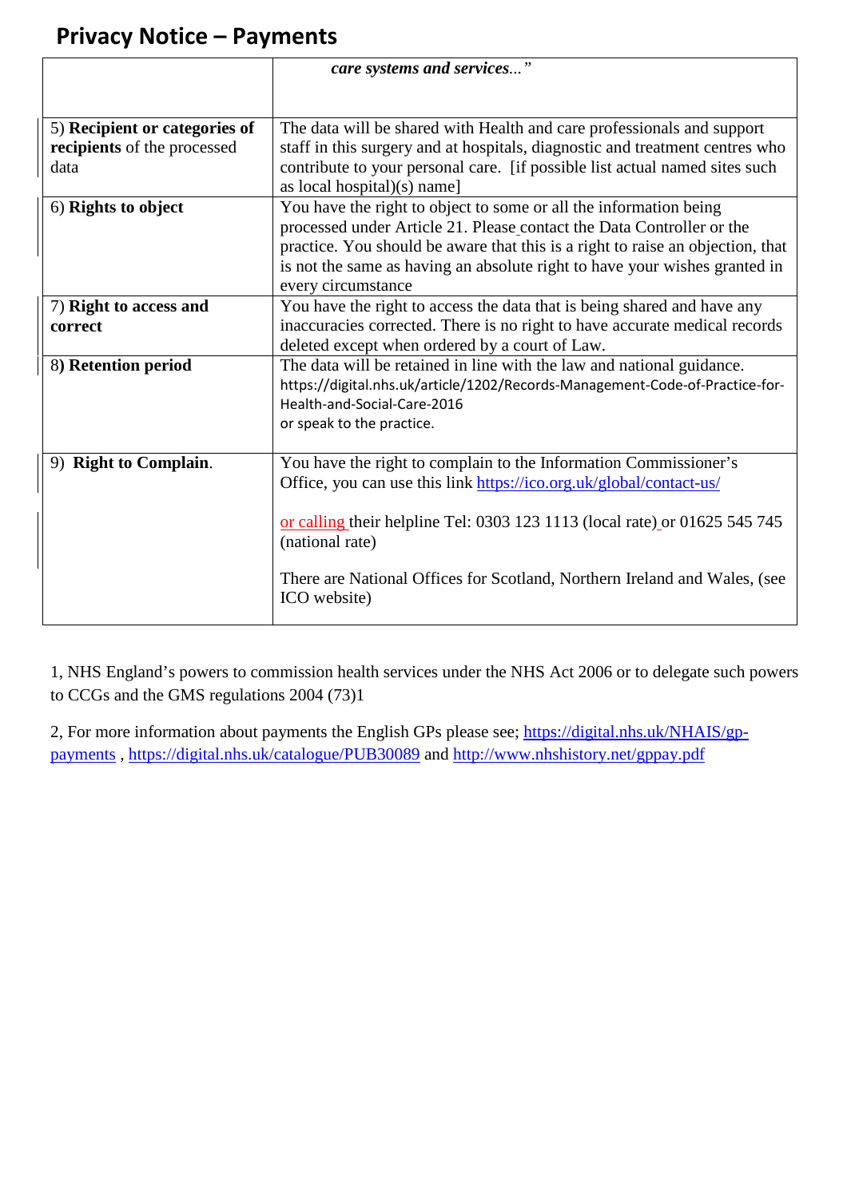# Privacy Notice – Payments

| | |
|---|---|
| | ***care systems and services...*"** |
| 5) **Recipient or categories of recipients** of the processed data | The data will be shared with Health and care professionals and support staff in this surgery and at hospitals, diagnostic and treatment centres who contribute to your personal care. [if possible list actual named sites such as local hospital)(s) name] |
| 6) **Rights to object** | You have the right to object to some or all the information being processed under Article 21. Please contact the Data Controller or the practice. You should be aware that this is a right to raise an objection, that is not the same as having an absolute right to have your wishes granted in every circumstance |
| 7) **Right to access and correct** | You have the right to access the data that is being shared and have any inaccuracies corrected. There is no right to have accurate medical records deleted except when ordered by a court of Law. |
| 8**) Retention period** | The data will be retained in line with the law and national guidance. https://digital.nhs.uk/article/1202/Records-Management-Code-of-Practice-for-Health-and-Social-Care-2016 or speak to the practice. |
| 9) **Right to Complain**. | You have the right to complain to the Information Commissioner's Office, you can use this link https://ico.org.uk/global/contact-us/ <br><br> or calling their helpline Tel: 0303 123 1113 (local rate) or 01625 545 745 (national rate) <br><br> There are National Offices for Scotland, Northern Ireland and Wales, (see ICO website) |

1, NHS England's powers to commission health services under the NHS Act 2006 or to delegate such powers to CCGs and the GMS regulations 2004 (73)1

2, For more information about payments the English GPs please see; https://digital.nhs.uk/NHAIS/gp-payments , https://digital.nhs.uk/catalogue/PUB30089 and http://www.nhshistory.net/gppay.pdf